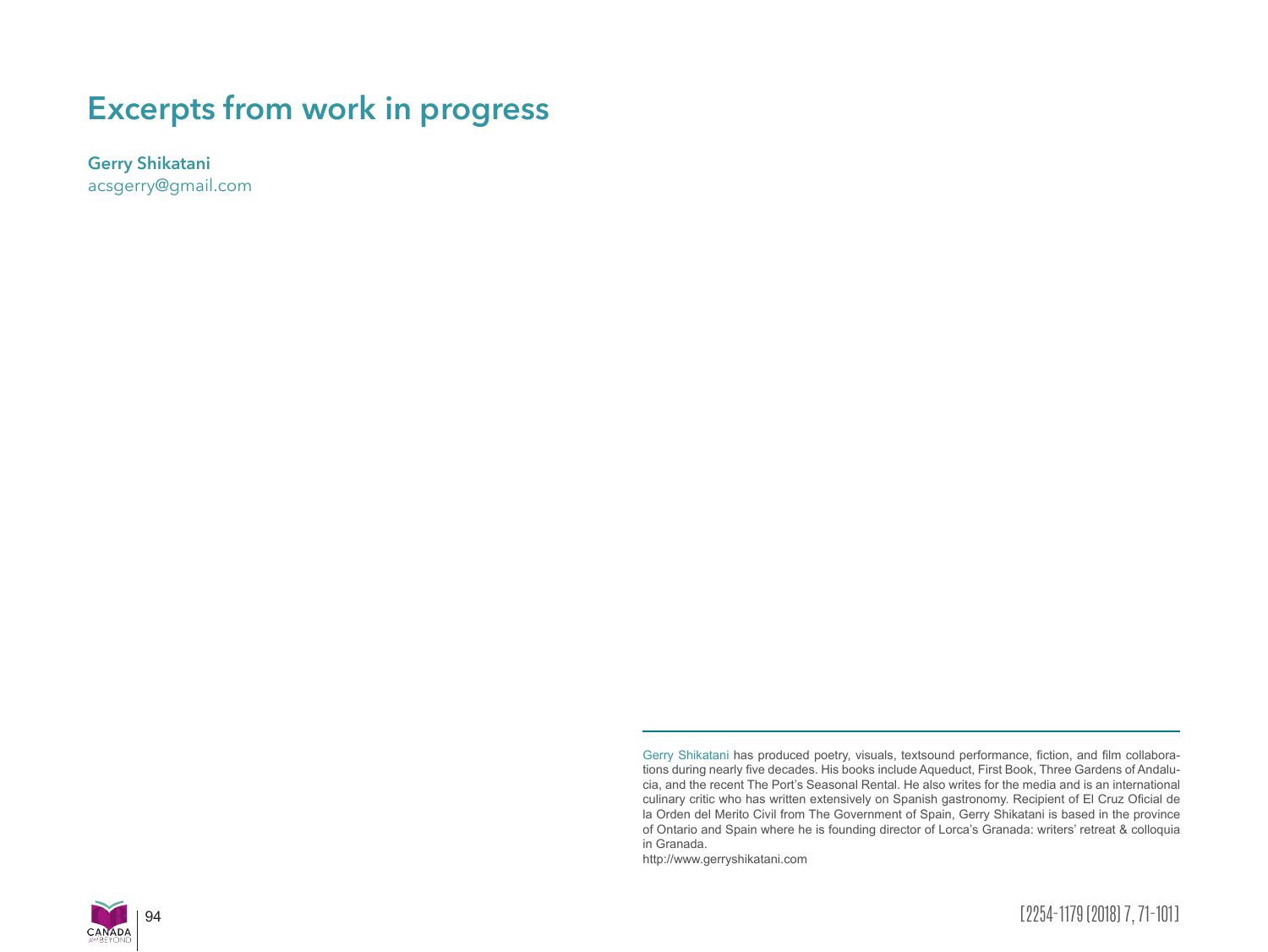# Excerpts from work in progress

**Gerry Shikatani**
acsgerry@gmail.com

---

Gerry Shikatani has produced poetry, visuals, textsound performance, fiction, and film collaborations during nearly five decades. His books include Aqueduct, First Book, Three Gardens of Andalucia, and the recent The Port's Seasonal Rental. He also writes for the media and is an international culinary critic who has written extensively on Spanish gastronomy. Recipient of El Cruz Oficial de la Orden del Merito Civil from The Government of Spain, Gerry Shikatani is based in the province of Ontario and Spain where he is founding director of Lorca's Granada: writers' retreat & colloquia in Granada.
http://www.gerryshikatani.com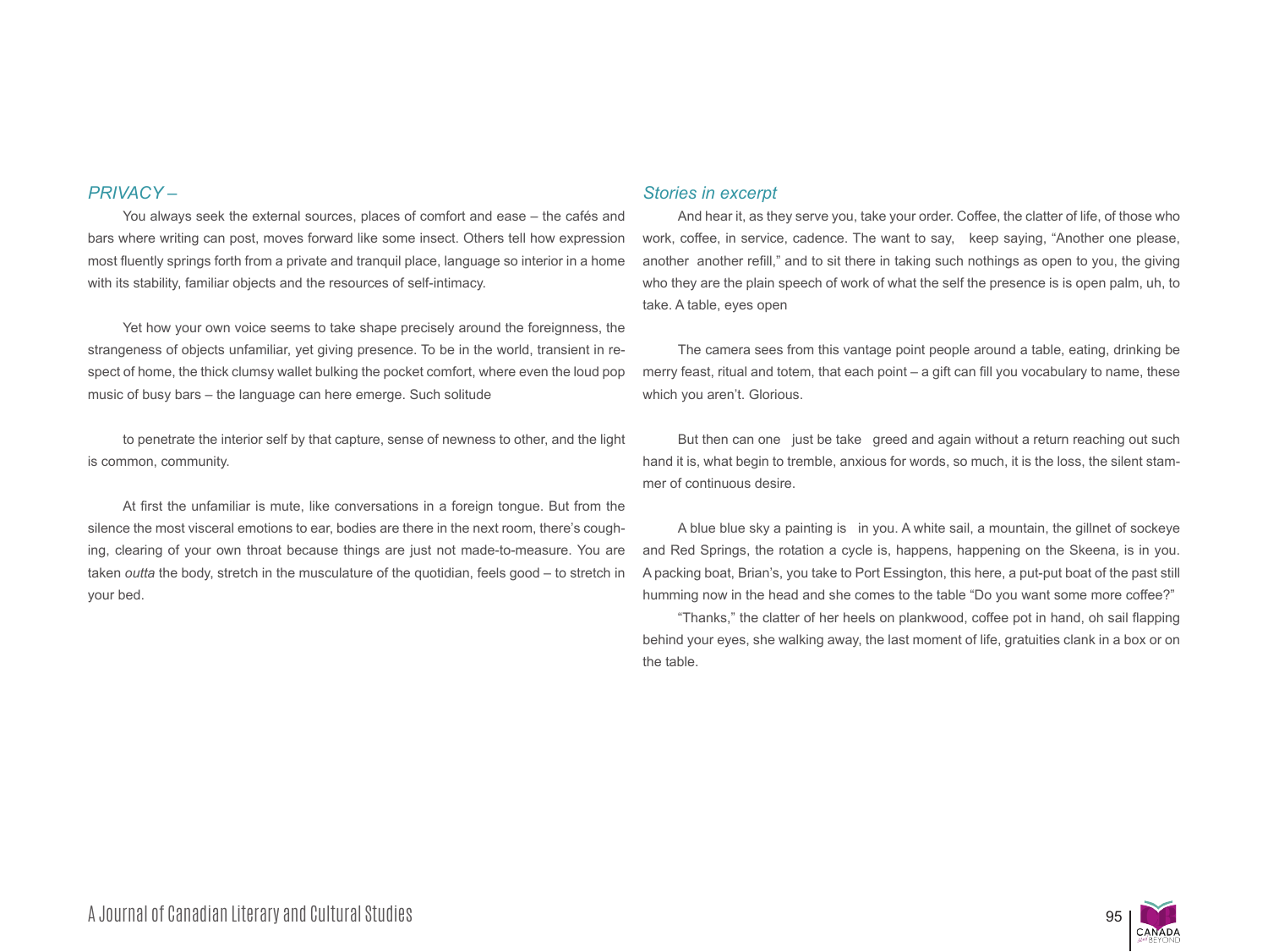*PRIVACY –*

You always seek the external sources, places of comfort and ease – the cafés and bars where writing can post, moves forward like some insect. Others tell how expression most fluently springs forth from a private and tranquil place, language so interior in a home with its stability, familiar objects and the resources of self-intimacy.

Yet how your own voice seems to take shape precisely around the foreignness, the strangeness of objects unfamiliar, yet giving presence. To be in the world, transient in respect of home, the thick clumsy wallet bulking the pocket comfort, where even the loud pop music of busy bars – the language can here emerge. Such solitude

to penetrate the interior self by that capture, sense of newness to other, and the light is common, community.

At first the unfamiliar is mute, like conversations in a foreign tongue. But from the silence the most visceral emotions to ear, bodies are there in the next room, there's coughing, clearing of your own throat because things are just not made-to-measure. You are taken *outta* the body, stretch in the musculature of the quotidian, feels good – to stretch in your bed.

*Stories in excerpt*

And hear it, as they serve you, take your order. Coffee, the clatter of life, of those who work, coffee, in service, cadence. The want to say, keep saying, "Another one please, another another refill," and to sit there in taking such nothings as open to you, the giving who they are the plain speech of work of what the self the presence is is open palm, uh, to take. A table, eyes open

The camera sees from this vantage point people around a table, eating, drinking be merry feast, ritual and totem, that each point – a gift can fill you vocabulary to name, these which you aren't. Glorious.

But then can one just be take greed and again without a return reaching out such hand it is, what begin to tremble, anxious for words, so much, it is the loss, the silent stammer of continuous desire.

A blue blue sky a painting is in you. A white sail, a mountain, the gillnet of sockeye and Red Springs, the rotation a cycle is, happens, happening on the Skeena, is in you. A packing boat, Brian's, you take to Port Essington, this here, a put-put boat of the past still humming now in the head and she comes to the table "Do you want some more coffee?"

"Thanks," the clatter of her heels on plankwood, coffee pot in hand, oh sail flapping behind your eyes, she walking away, the last moment of life, gratuities clank in a box or on the table.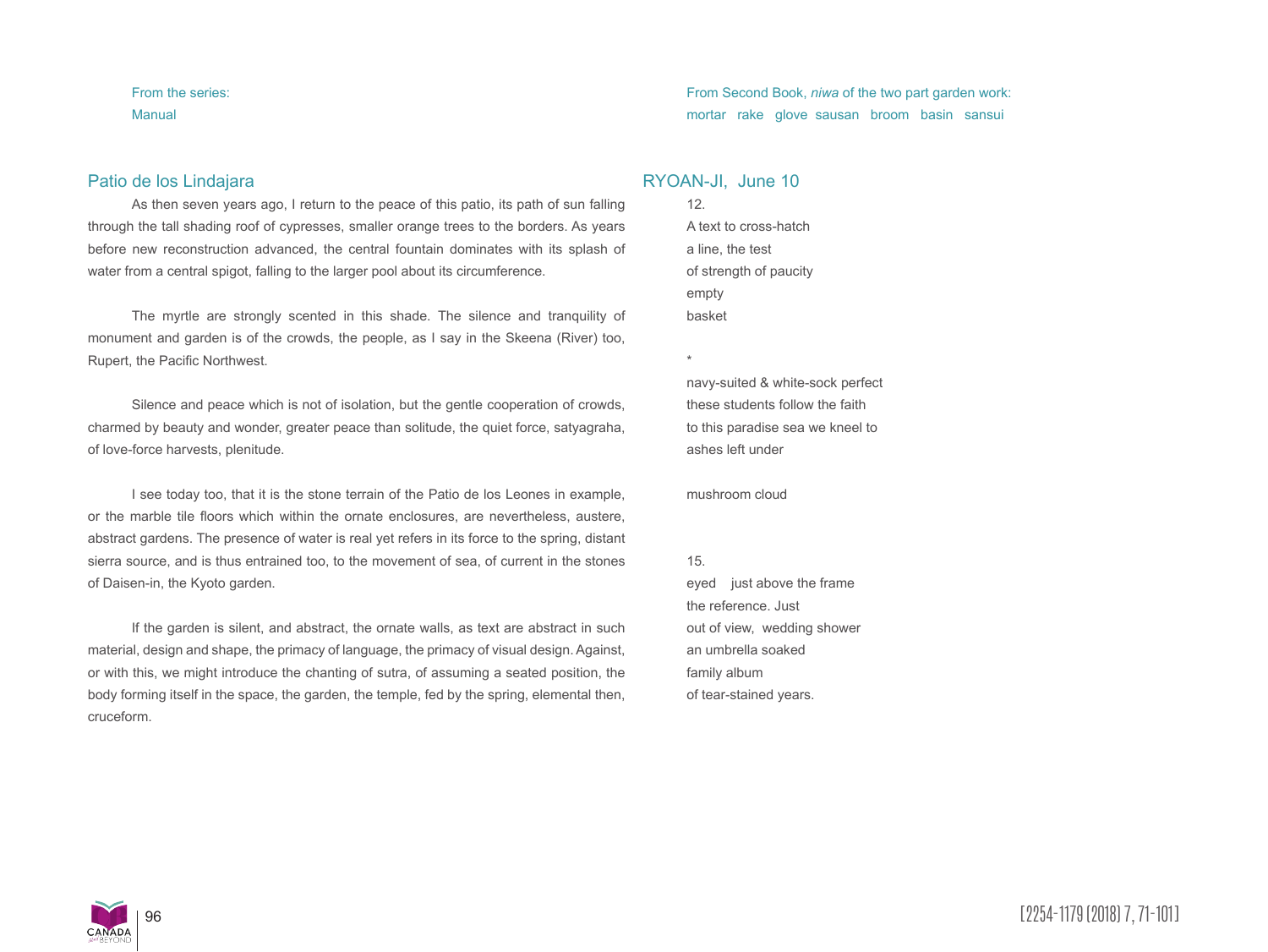From the series:
Manual

## Patio de los Lindajara

As then seven years ago, I return to the peace of this patio, its path of sun falling through the tall shading roof of cypresses, smaller orange trees to the borders. As years before new reconstruction advanced, the central fountain dominates with its splash of water from a central spigot, falling to the larger pool about its circumference.

The myrtle are strongly scented in this shade. The silence and tranquility of monument and garden is of the crowds, the people, as I say in the Skeena (River) too, Rupert, the Pacific Northwest.

Silence and peace which is not of isolation, but the gentle cooperation of crowds, charmed by beauty and wonder, greater peace than solitude, the quiet force, satyagraha, of love-force harvests, plenitude.

I see today too, that it is the stone terrain of the Patio de los Leones in example, or the marble tile floors which within the ornate enclosures, are nevertheless, austere, abstract gardens. The presence of water is real yet refers in its force to the spring, distant sierra source, and is thus entrained too, to the movement of sea, of current in the stones of Daisen-in, the Kyoto garden.

If the garden is silent, and abstract, the ornate walls, as text are abstract in such material, design and shape, the primacy of language, the primacy of visual design. Against, or with this, we might introduce the chanting of sutra, of assuming a seated position, the body forming itself in the space, the garden, the temple, fed by the spring, elemental then, cruceform.

From Second Book, *niwa* of the two part garden work:
mortar rake glove sausan broom basin sansui

## RYOAN-JI, June 10

12.
A text to cross-hatch
a line, the test
of strength of paucity
empty
basket

*

navy-suited & white-sock perfect
these students follow the faith
to this paradise sea we kneel to
ashes left under

mushroom cloud

15.
eyed just above the frame
the reference. Just
out of view, wedding shower
an umbrella soaked
family album
of tear-stained years.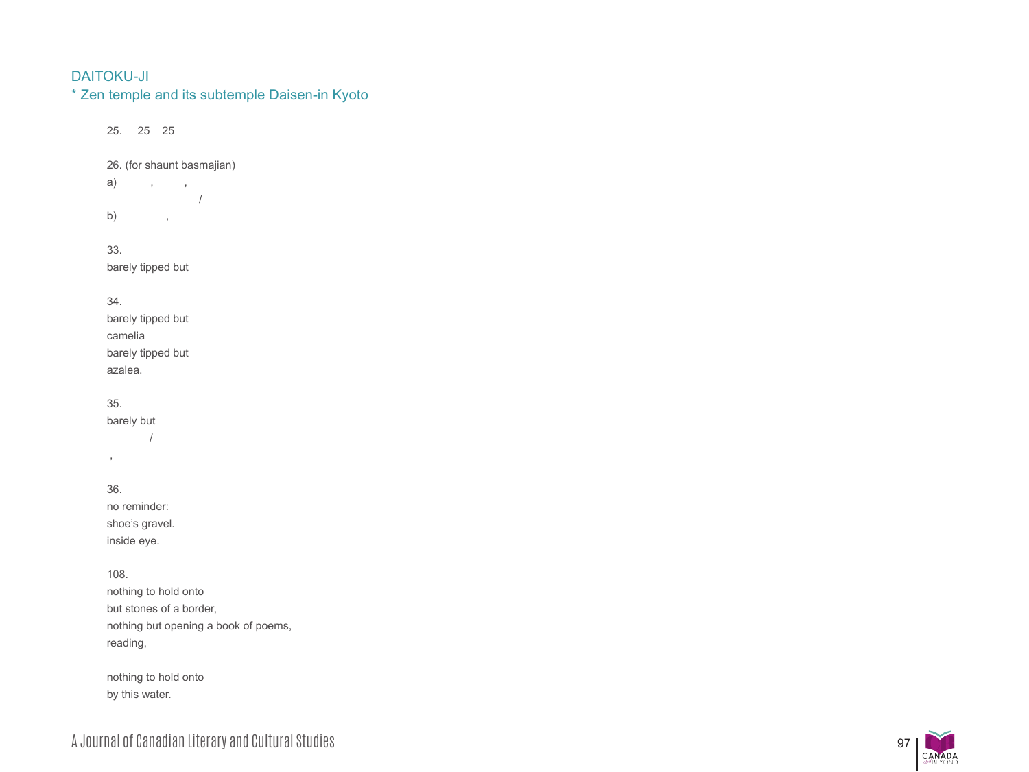## DAITOKU-JI

\* Zen temple and its subtemple Daisen-in Kyoto

25.     25    25

26. (for shaunt basmajian)

a)           ,          ,
                              /

b)               ,

33.
barely tipped but

34.
barely tipped but
camelia
barely tipped but
azalea.

35.
barely but
              /
 ,

36.
no reminder:
shoe's gravel.
inside eye.

108.
nothing to hold onto
but stones of a border,
nothing but opening a book of poems,
reading,

nothing to hold onto
by this water.